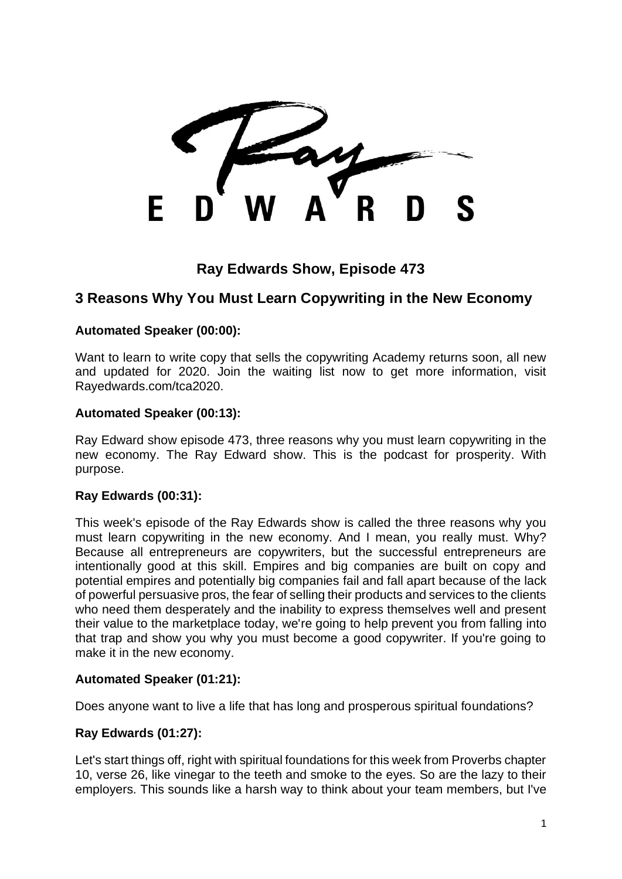# Ray Edwards Show, Episode 473

## 3 Reasons Why You Must Learn Copywriting in the New Economy

**Automated Speaker (00:00):**

Want to learn to write copy that sells the copywriting Academy returns soon, all new and updated for 2020. Join the waiting list now to get more information, visit Rayedwards.com/tca2020.

**Automated Speaker (00:13):**

Ray Edward show episode 473, three reasons why you must learn copywriting in the new economy. The Ray Edward show. This is the podcast for prosperity. With purpose.

**Ray Edwards (00:31):**

This week's episode of the Ray Edwards show is called the three reasons why you must learn copywriting in the new economy. And I mean, you really must. Why? Because all entrepreneurs are copywriters, but the successful entrepreneurs are intentionally good at this skill. Empires and big companies are built on copy and potential empires and potentially big companies fail and fall apart because of the lack of powerful persuasive pros, the fear of selling their products and services to the clients who need them desperately and the inability to express themselves well and present their value to the marketplace today, we're going to help prevent you from falling into that trap and show you why you must become a good copywriter. If you're going to make it in the new economy.

**Automated Speaker (01:21):**

Does anyone want to live a life that has long and prosperous spiritual foundations?

**Ray Edwards (01:27):**

Let's start things off, right with spiritual foundations for this week from Proverbs chapter 10, verse 26, like vinegar to the teeth and smoke to the eyes. So are the lazy to their employers. This sounds like a harsh way to think about your team members, but I've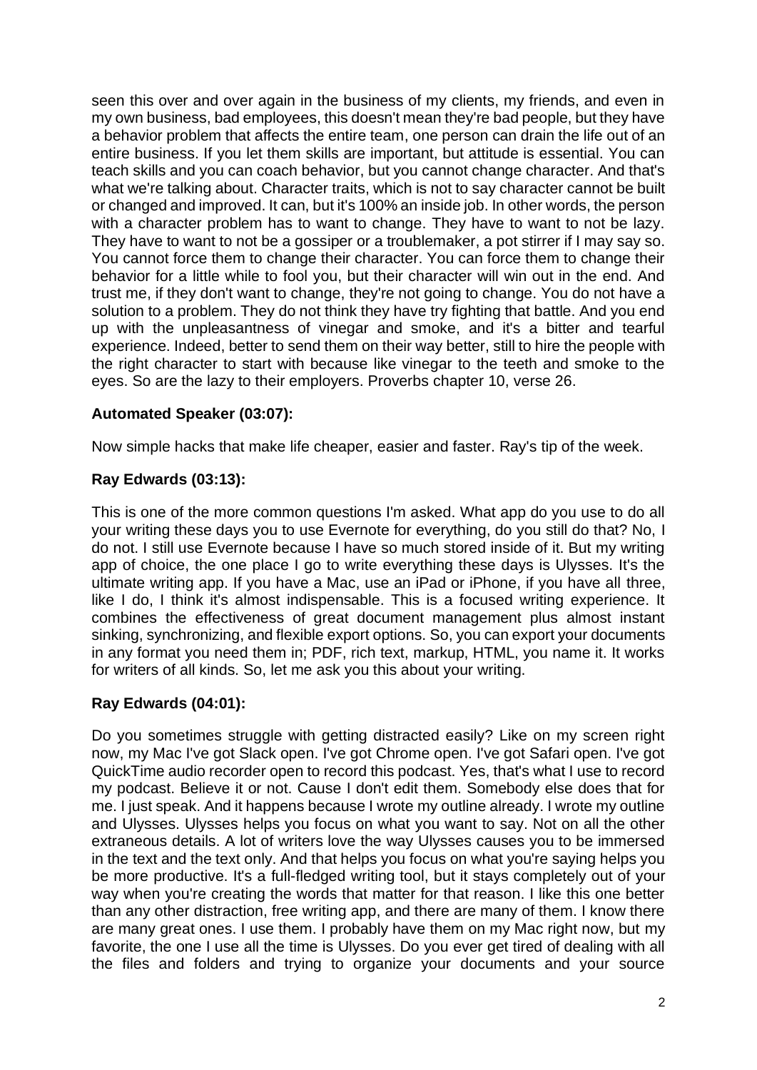seen this over and over again in the business of my clients, my friends, and even in my own business, bad employees, this doesn't mean they're bad people, but they have a behavior problem that affects the entire team, one person can drain the life out of an entire business. If you let them skills are important, but attitude is essential. You can teach skills and you can coach behavior, but you cannot change character. And that's what we're talking about. Character traits, which is not to say character cannot be built or changed and improved. It can, but it's 100% an inside job. In other words, the person with a character problem has to want to change. They have to want to not be lazy. They have to want to not be a gossiper or a troublemaker, a pot stirrer if I may say so. You cannot force them to change their character. You can force them to change their behavior for a little while to fool you, but their character will win out in the end. And trust me, if they don't want to change, they're not going to change. You do not have a solution to a problem. They do not think they have try fighting that battle. And you end up with the unpleasantness of vinegar and smoke, and it's a bitter and tearful experience. Indeed, better to send them on their way better, still to hire the people with the right character to start with because like vinegar to the teeth and smoke to the eyes. So are the lazy to their employers. Proverbs chapter 10, verse 26.

**Automated Speaker (03:07):**

Now simple hacks that make life cheaper, easier and faster. Ray's tip of the week.

**Ray Edwards (03:13):**

This is one of the more common questions I'm asked. What app do you use to do all your writing these days you to use Evernote for everything, do you still do that? No, I do not. I still use Evernote because I have so much stored inside of it. But my writing app of choice, the one place I go to write everything these days is Ulysses. It's the ultimate writing app. If you have a Mac, use an iPad or iPhone, if you have all three, like I do, I think it's almost indispensable. This is a focused writing experience. It combines the effectiveness of great document management plus almost instant sinking, synchronizing, and flexible export options. So, you can export your documents in any format you need them in; PDF, rich text, markup, HTML, you name it. It works for writers of all kinds. So, let me ask you this about your writing.

**Ray Edwards (04:01):**

Do you sometimes struggle with getting distracted easily? Like on my screen right now, my Mac I've got Slack open. I've got Chrome open. I've got Safari open. I've got QuickTime audio recorder open to record this podcast. Yes, that's what I use to record my podcast. Believe it or not. Cause I don't edit them. Somebody else does that for me. I just speak. And it happens because I wrote my outline already. I wrote my outline and Ulysses. Ulysses helps you focus on what you want to say. Not on all the other extraneous details. A lot of writers love the way Ulysses causes you to be immersed in the text and the text only. And that helps you focus on what you're saying helps you be more productive. It's a full-fledged writing tool, but it stays completely out of your way when you're creating the words that matter for that reason. I like this one better than any other distraction, free writing app, and there are many of them. I know there are many great ones. I use them. I probably have them on my Mac right now, but my favorite, the one I use all the time is Ulysses. Do you ever get tired of dealing with all the files and folders and trying to organize your documents and your source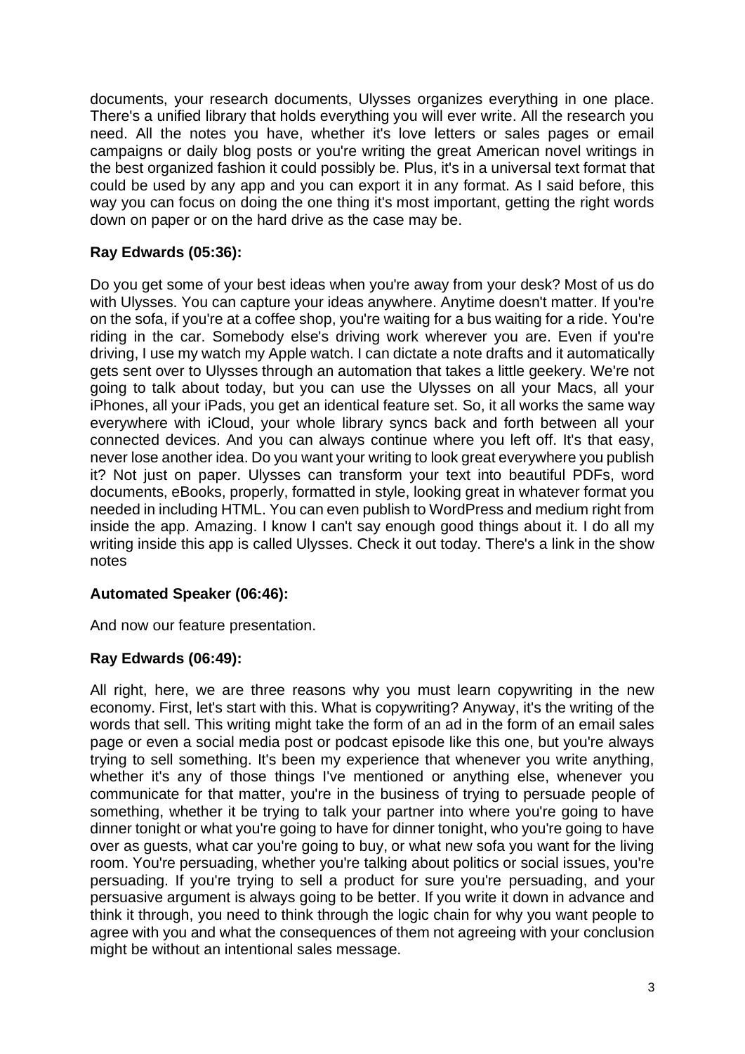documents, your research documents, Ulysses organizes everything in one place. There's a unified library that holds everything you will ever write. All the research you need. All the notes you have, whether it's love letters or sales pages or email campaigns or daily blog posts or you're writing the great American novel writings in the best organized fashion it could possibly be. Plus, it's in a universal text format that could be used by any app and you can export it in any format. As I said before, this way you can focus on doing the one thing it's most important, getting the right words down on paper or on the hard drive as the case may be.

**Ray Edwards (05:36):**

Do you get some of your best ideas when you're away from your desk? Most of us do with Ulysses. You can capture your ideas anywhere. Anytime doesn't matter. If you're on the sofa, if you're at a coffee shop, you're waiting for a bus waiting for a ride. You're riding in the car. Somebody else's driving work wherever you are. Even if you're driving, I use my watch my Apple watch. I can dictate a note drafts and it automatically gets sent over to Ulysses through an automation that takes a little geekery. We're not going to talk about today, but you can use the Ulysses on all your Macs, all your iPhones, all your iPads, you get an identical feature set. So, it all works the same way everywhere with iCloud, your whole library syncs back and forth between all your connected devices. And you can always continue where you left off. It's that easy, never lose another idea. Do you want your writing to look great everywhere you publish it? Not just on paper. Ulysses can transform your text into beautiful PDFs, word documents, eBooks, properly, formatted in style, looking great in whatever format you needed in including HTML. You can even publish to WordPress and medium right from inside the app. Amazing. I know I can't say enough good things about it. I do all my writing inside this app is called Ulysses. Check it out today. There's a link in the show notes

**Automated Speaker (06:46):**

And now our feature presentation.

**Ray Edwards (06:49):**

All right, here, we are three reasons why you must learn copywriting in the new economy. First, let's start with this. What is copywriting? Anyway, it's the writing of the words that sell. This writing might take the form of an ad in the form of an email sales page or even a social media post or podcast episode like this one, but you're always trying to sell something. It's been my experience that whenever you write anything, whether it's any of those things I've mentioned or anything else, whenever you communicate for that matter, you're in the business of trying to persuade people of something, whether it be trying to talk your partner into where you're going to have dinner tonight or what you're going to have for dinner tonight, who you're going to have over as guests, what car you're going to buy, or what new sofa you want for the living room. You're persuading, whether you're talking about politics or social issues, you're persuading. If you're trying to sell a product for sure you're persuading, and your persuasive argument is always going to be better. If you write it down in advance and think it through, you need to think through the logic chain for why you want people to agree with you and what the consequences of them not agreeing with your conclusion might be without an intentional sales message.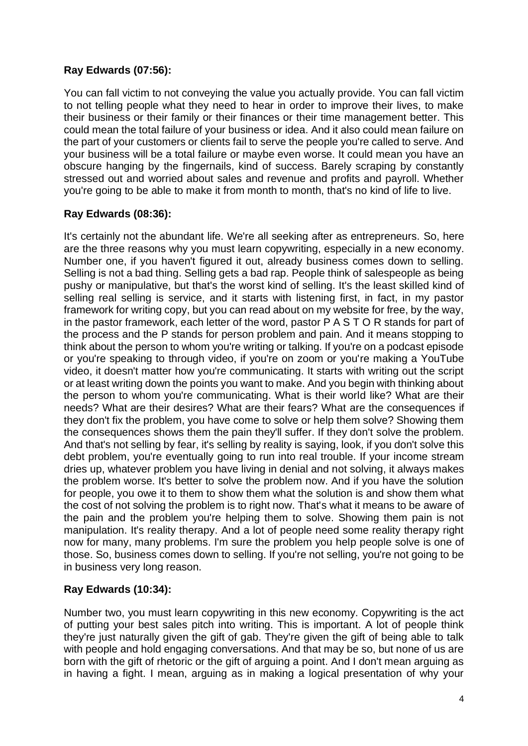**Ray Edwards (07:56):**

You can fall victim to not conveying the value you actually provide. You can fall victim to not telling people what they need to hear in order to improve their lives, to make their business or their family or their finances or their time management better. This could mean the total failure of your business or idea. And it also could mean failure on the part of your customers or clients fail to serve the people you're called to serve. And your business will be a total failure or maybe even worse. It could mean you have an obscure hanging by the fingernails, kind of success. Barely scraping by constantly stressed out and worried about sales and revenue and profits and payroll. Whether you're going to be able to make it from month to month, that's no kind of life to live.

**Ray Edwards (08:36):**

It's certainly not the abundant life. We're all seeking after as entrepreneurs. So, here are the three reasons why you must learn copywriting, especially in a new economy. Number one, if you haven't figured it out, already business comes down to selling. Selling is not a bad thing. Selling gets a bad rap. People think of salespeople as being pushy or manipulative, but that's the worst kind of selling. It's the least skilled kind of selling real selling is service, and it starts with listening first, in fact, in my pastor framework for writing copy, but you can read about on my website for free, by the way, in the pastor framework, each letter of the word, pastor P A S T O R stands for part of the process and the P stands for person problem and pain. And it means stopping to think about the person to whom you're writing or talking. If you're on a podcast episode or you're speaking to through video, if you're on zoom or you're making a YouTube video, it doesn't matter how you're communicating. It starts with writing out the script or at least writing down the points you want to make. And you begin with thinking about the person to whom you're communicating. What is their world like? What are their needs? What are their desires? What are their fears? What are the consequences if they don't fix the problem, you have come to solve or help them solve? Showing them the consequences shows them the pain they'll suffer. If they don't solve the problem. And that's not selling by fear, it's selling by reality is saying, look, if you don't solve this debt problem, you're eventually going to run into real trouble. If your income stream dries up, whatever problem you have living in denial and not solving, it always makes the problem worse. It's better to solve the problem now. And if you have the solution for people, you owe it to them to show them what the solution is and show them what the cost of not solving the problem is to right now. That's what it means to be aware of the pain and the problem you're helping them to solve. Showing them pain is not manipulation. It's reality therapy. And a lot of people need some reality therapy right now for many, many problems. I'm sure the problem you help people solve is one of those. So, business comes down to selling. If you're not selling, you're not going to be in business very long reason.

**Ray Edwards (10:34):**

Number two, you must learn copywriting in this new economy. Copywriting is the act of putting your best sales pitch into writing. This is important. A lot of people think they're just naturally given the gift of gab. They're given the gift of being able to talk with people and hold engaging conversations. And that may be so, but none of us are born with the gift of rhetoric or the gift of arguing a point. And I don't mean arguing as in having a fight. I mean, arguing as in making a logical presentation of why your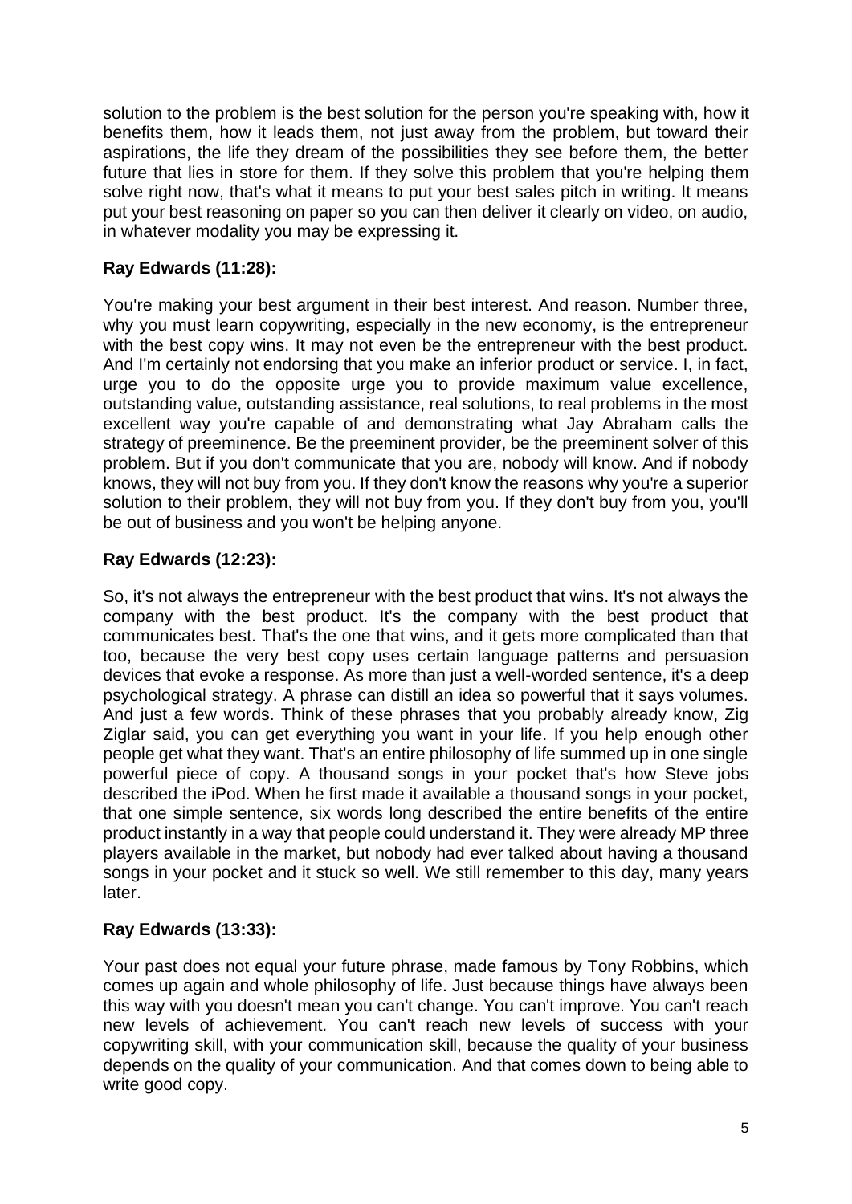solution to the problem is the best solution for the person you're speaking with, how it benefits them, how it leads them, not just away from the problem, but toward their aspirations, the life they dream of the possibilities they see before them, the better future that lies in store for them. If they solve this problem that you're helping them solve right now, that's what it means to put your best sales pitch in writing. It means put your best reasoning on paper so you can then deliver it clearly on video, on audio, in whatever modality you may be expressing it.

**Ray Edwards (11:28):**

You're making your best argument in their best interest. And reason. Number three, why you must learn copywriting, especially in the new economy, is the entrepreneur with the best copy wins. It may not even be the entrepreneur with the best product. And I'm certainly not endorsing that you make an inferior product or service. I, in fact, urge you to do the opposite urge you to provide maximum value excellence, outstanding value, outstanding assistance, real solutions, to real problems in the most excellent way you're capable of and demonstrating what Jay Abraham calls the strategy of preeminence. Be the preeminent provider, be the preeminent solver of this problem. But if you don't communicate that you are, nobody will know. And if nobody knows, they will not buy from you. If they don't know the reasons why you're a superior solution to their problem, they will not buy from you. If they don't buy from you, you'll be out of business and you won't be helping anyone.

**Ray Edwards (12:23):**

So, it's not always the entrepreneur with the best product that wins. It's not always the company with the best product. It's the company with the best product that communicates best. That's the one that wins, and it gets more complicated than that too, because the very best copy uses certain language patterns and persuasion devices that evoke a response. As more than just a well-worded sentence, it's a deep psychological strategy. A phrase can distill an idea so powerful that it says volumes. And just a few words. Think of these phrases that you probably already know, Zig Ziglar said, you can get everything you want in your life. If you help enough other people get what they want. That's an entire philosophy of life summed up in one single powerful piece of copy. A thousand songs in your pocket that's how Steve jobs described the iPod. When he first made it available a thousand songs in your pocket, that one simple sentence, six words long described the entire benefits of the entire product instantly in a way that people could understand it. They were already MP three players available in the market, but nobody had ever talked about having a thousand songs in your pocket and it stuck so well. We still remember to this day, many years later.

**Ray Edwards (13:33):**

Your past does not equal your future phrase, made famous by Tony Robbins, which comes up again and whole philosophy of life. Just because things have always been this way with you doesn't mean you can't change. You can't improve. You can't reach new levels of achievement. You can't reach new levels of success with your copywriting skill, with your communication skill, because the quality of your business depends on the quality of your communication. And that comes down to being able to write good copy.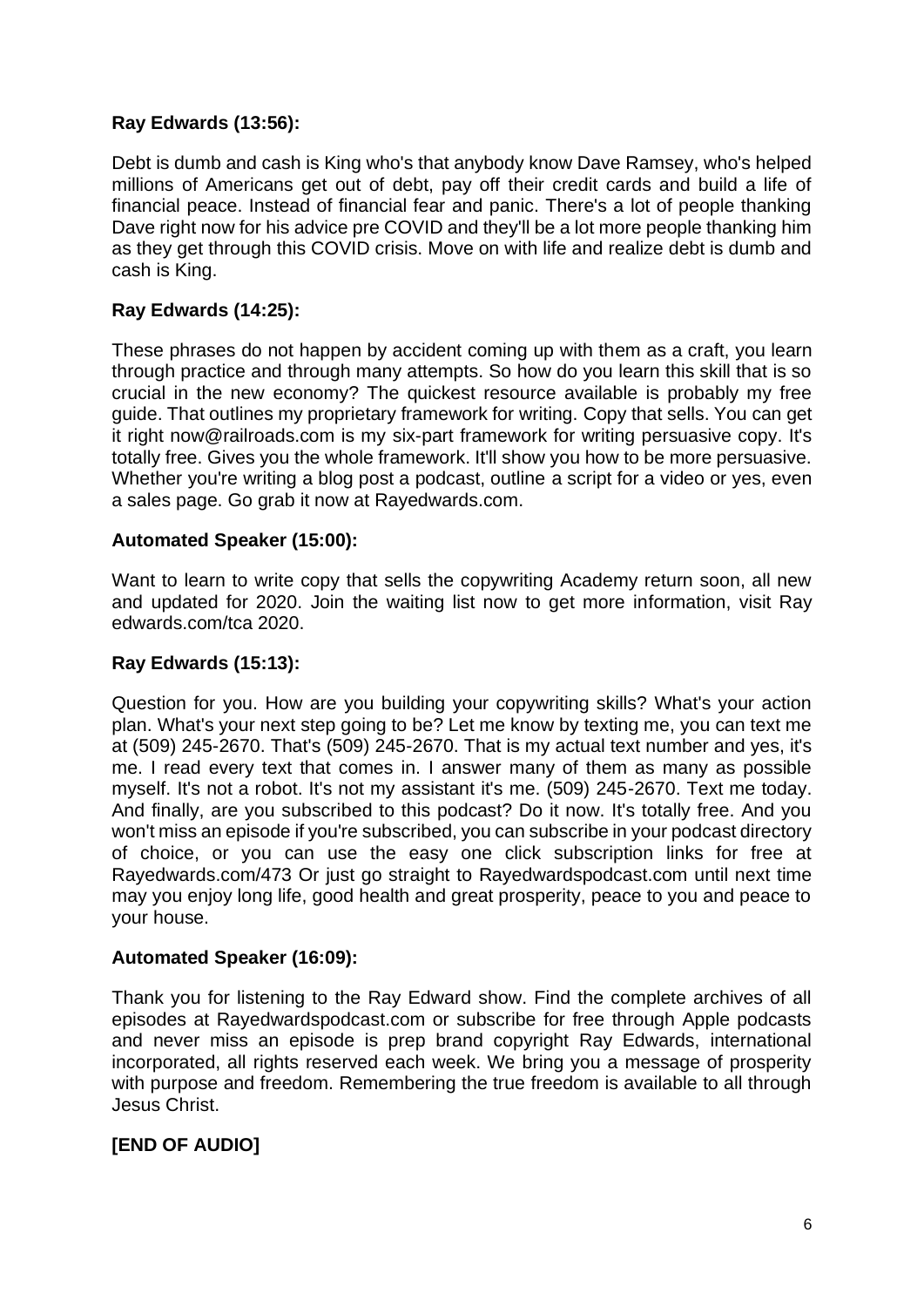**Ray Edwards (13:56):**

Debt is dumb and cash is King who's that anybody know Dave Ramsey, who's helped millions of Americans get out of debt, pay off their credit cards and build a life of financial peace. Instead of financial fear and panic. There's a lot of people thanking Dave right now for his advice pre COVID and they'll be a lot more people thanking him as they get through this COVID crisis. Move on with life and realize debt is dumb and cash is King.

**Ray Edwards (14:25):**

These phrases do not happen by accident coming up with them as a craft, you learn through practice and through many attempts. So how do you learn this skill that is so crucial in the new economy? The quickest resource available is probably my free guide. That outlines my proprietary framework for writing. Copy that sells. You can get it right now@railroads.com is my six-part framework for writing persuasive copy. It's totally free. Gives you the whole framework. It'll show you how to be more persuasive. Whether you're writing a blog post a podcast, outline a script for a video or yes, even a sales page. Go grab it now at Rayedwards.com.

**Automated Speaker (15:00):**

Want to learn to write copy that sells the copywriting Academy return soon, all new and updated for 2020. Join the waiting list now to get more information, visit Ray edwards.com/tca 2020.

**Ray Edwards (15:13):**

Question for you. How are you building your copywriting skills? What's your action plan. What's your next step going to be? Let me know by texting me, you can text me at (509) 245-2670. That's (509) 245-2670. That is my actual text number and yes, it's me. I read every text that comes in. I answer many of them as many as possible myself. It's not a robot. It's not my assistant it's me. (509) 245-2670. Text me today. And finally, are you subscribed to this podcast? Do it now. It's totally free. And you won't miss an episode if you're subscribed, you can subscribe in your podcast directory of choice, or you can use the easy one click subscription links for free at Rayedwards.com/473 Or just go straight to Rayedwardspodcast.com until next time may you enjoy long life, good health and great prosperity, peace to you and peace to your house.

**Automated Speaker (16:09):**

Thank you for listening to the Ray Edward show. Find the complete archives of all episodes at Rayedwardspodcast.com or subscribe for free through Apple podcasts and never miss an episode is prep brand copyright Ray Edwards, international incorporated, all rights reserved each week. We bring you a message of prosperity with purpose and freedom. Remembering the true freedom is available to all through Jesus Christ.

**[END OF AUDIO]**